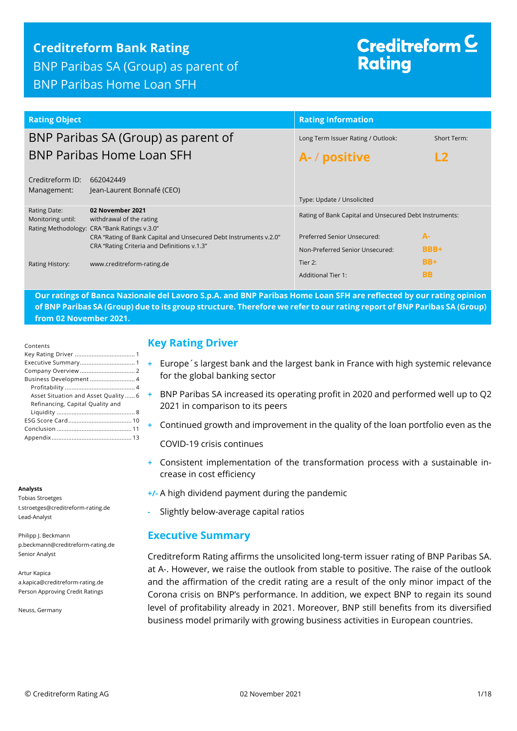# Creditreform Bank Rating

BNP Paribas SA (Group) as parent of BNP Paribas Home Loan SFH

Creditreform Rating

| Rating Object | Rating Information | |
|---|---|---|
| BNP Paribas SA (Group) as parent of BNP Paribas Home Loan SFH | Long Term Issuer Rating / Outlook: **A- / positive** | Short Term: **L2** |
| Creditreform ID: 662042449<br>Management: Jean-Laurent Bonnafé (CEO) | Type: Update / Unsolicited | |
| Rating Date: **02 November 2021**<br>Monitoring until: withdrawal of the rating<br>Rating Methodology: CRA "Bank Ratings v.3.0"<br>CRA "Rating of Bank Capital and Unsecured Debt Instruments v.2.0"<br>CRA "Rating Criteria and Definitions v.1.3" | Rating of Bank Capital and Unsecured Debt Instruments: | |
| | Preferred Senior Unsecured: | A- |
| | Non-Preferred Senior Unsecured: | BBB+ |
| Rating History: www.creditreform-rating.de | Tier 2: | BB+ |
| | Additional Tier 1: | BB |

**Our ratings of Banca Nazionale del Lavoro S.p.A. and BNP Paribas Home Loan SFH are reflected by our rating opinion of BNP Paribas SA (Group) due to its group structure. Therefore we refer to our rating report of BNP Paribas SA (Group) from 02 November 2021.**

Contents

- Key Rating Driver ... 1
- Executive Summary ... 1
- Company Overview ... 2
- Business Development ... 4
  - Profitability ... 4
  - Asset Situation and Asset Quality ... 6
  - Refinancing, Capital Quality and Liquidity ... 8
- ESG Score Card ... 10
- Conclusion ... 11
- Appendix ... 13

**Analysts**

Tobias Stroetges
t.stroetges@creditreform-rating.de
Lead-Analyst

Philipp J. Beckmann
p.beckmann@creditreform-rating.de
Senior Analyst

Artur Kapica
a.kapica@creditreform-rating.de
Person Approving Credit Ratings

Neuss, Germany

## Key Rating Driver

- \+ Europe´s largest bank and the largest bank in France with high systemic relevance for the global banking sector
- \+ BNP Paribas SA increased its operating profit in 2020 and performed well up to Q2 2021 in comparison to its peers
- \+ Continued growth and improvement in the quality of the loan portfolio even as the COVID-19 crisis continues
- \+ Consistent implementation of the transformation process with a sustainable increase in cost efficiency
- +/- A high dividend payment during the pandemic
- \- Slightly below-average capital ratios

## Executive Summary

Creditreform Rating affirms the unsolicited long-term issuer rating of BNP Paribas SA. at A-. However, we raise the outlook from stable to positive. The raise of the outlook and the affirmation of the credit rating are a result of the only minor impact of the Corona crisis on BNP's performance. In addition, we expect BNP to regain its sound level of profitability already in 2021. Moreover, BNP still benefits from its diversified business model primarily with growing business activities in European countries.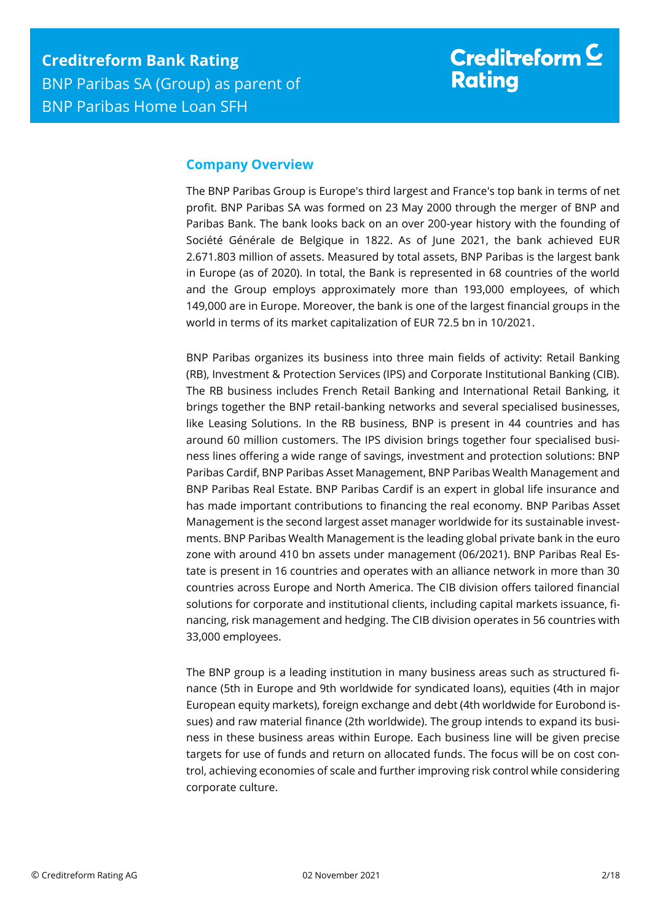## Company Overview

The BNP Paribas Group is Europe's third largest and France's top bank in terms of net profit. BNP Paribas SA was formed on 23 May 2000 through the merger of BNP and Paribas Bank. The bank looks back on an over 200-year history with the founding of Société Générale de Belgique in 1822. As of June 2021, the bank achieved EUR 2.671.803 million of assets. Measured by total assets, BNP Paribas is the largest bank in Europe (as of 2020). In total, the Bank is represented in 68 countries of the world and the Group employs approximately more than 193,000 employees, of which 149,000 are in Europe. Moreover, the bank is one of the largest financial groups in the world in terms of its market capitalization of EUR 72.5 bn in 10/2021.

BNP Paribas organizes its business into three main fields of activity: Retail Banking (RB), Investment & Protection Services (IPS) and Corporate Institutional Banking (CIB). The RB business includes French Retail Banking and International Retail Banking, it brings together the BNP retail-banking networks and several specialised businesses, like Leasing Solutions. In the RB business, BNP is present in 44 countries and has around 60 million customers. The IPS division brings together four specialised business lines offering a wide range of savings, investment and protection solutions: BNP Paribas Cardif, BNP Paribas Asset Management, BNP Paribas Wealth Management and BNP Paribas Real Estate. BNP Paribas Cardif is an expert in global life insurance and has made important contributions to financing the real economy. BNP Paribas Asset Management is the second largest asset manager worldwide for its sustainable investments. BNP Paribas Wealth Management is the leading global private bank in the euro zone with around 410 bn assets under management (06/2021). BNP Paribas Real Estate is present in 16 countries and operates with an alliance network in more than 30 countries across Europe and North America. The CIB division offers tailored financial solutions for corporate and institutional clients, including capital markets issuance, financing, risk management and hedging. The CIB division operates in 56 countries with 33,000 employees.

The BNP group is a leading institution in many business areas such as structured finance (5th in Europe and 9th worldwide for syndicated loans), equities (4th in major European equity markets), foreign exchange and debt (4th worldwide for Eurobond issues) and raw material finance (2th worldwide). The group intends to expand its business in these business areas within Europe. Each business line will be given precise targets for use of funds and return on allocated funds. The focus will be on cost control, achieving economies of scale and further improving risk control while considering corporate culture.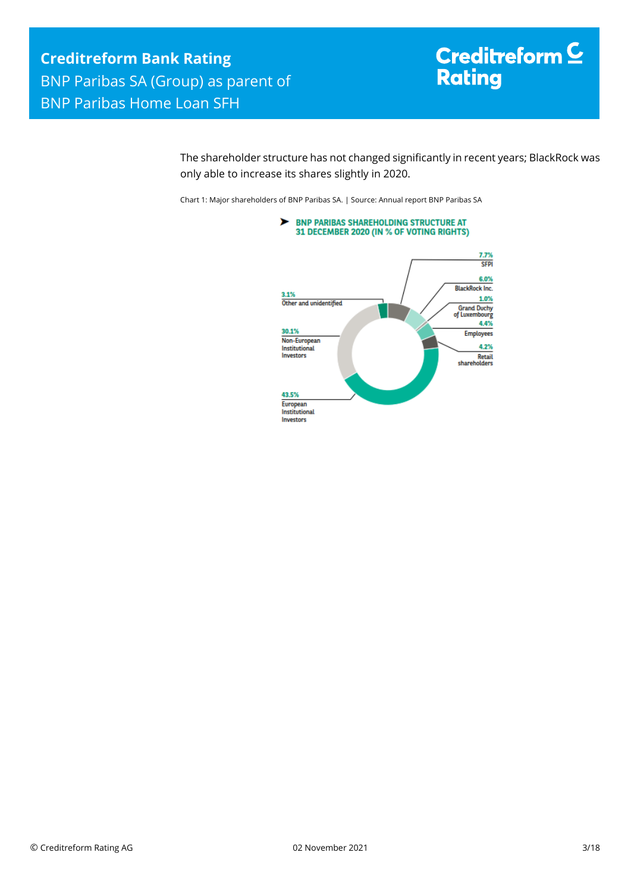The shareholder structure has not changed significantly in recent years; BlackRock was only able to increase its shares slightly in 2020.

Chart 1: Major shareholders of BNP Paribas SA. | Source: Annual report BNP Paribas SA

**BNP PARIBAS SHAREHOLDING STRUCTURE AT 31 DECEMBER 2020 (IN % OF VOTING RIGHTS)**

| Shareholder | % of voting rights |
|---|---|
| SFPI | 7.7% |
| BlackRock Inc. | 6.0% |
| Grand Duchy of Luxembourg | 1.0% |
| Employees | 4.4% |
| Retail shareholders | 4.2% |
| European Institutional Investors | 43.5% |
| Non-European Institutional Investors | 30.1% |
| Other and unidentified | 3.1% |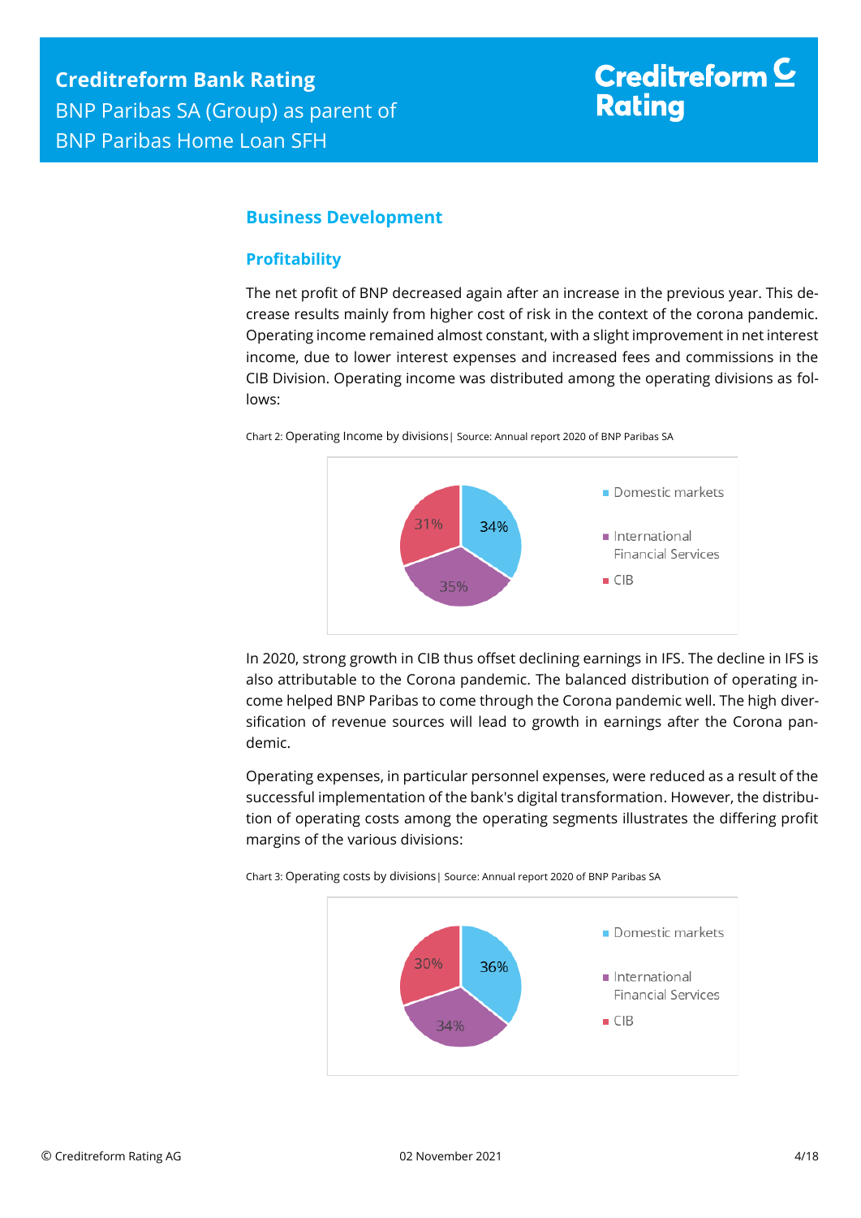## Business Development

### Profitability

The net profit of BNP decreased again after an increase in the previous year. This decrease results mainly from higher cost of risk in the context of the corona pandemic. Operating income remained almost constant, with a slight improvement in net interest income, due to lower interest expenses and increased fees and commissions in the CIB Division. Operating income was distributed among the operating divisions as follows:

Chart 2: Operating Income by divisions | Source: Annual report 2020 of BNP Paribas SA

- Domestic markets: 34%
- International Financial Services: 35%
- CIB: 31%

In 2020, strong growth in CIB thus offset declining earnings in IFS. The decline in IFS is also attributable to the Corona pandemic. The balanced distribution of operating income helped BNP Paribas to come through the Corona pandemic well. The high diversification of revenue sources will lead to growth in earnings after the Corona pandemic.

Operating expenses, in particular personnel expenses, were reduced as a result of the successful implementation of the bank's digital transformation. However, the distribution of operating costs among the operating segments illustrates the differing profit margins of the various divisions:

Chart 3: Operating costs by divisions | Source: Annual report 2020 of BNP Paribas SA

- Domestic markets: 36%
- International Financial Services: 34%
- CIB: 30%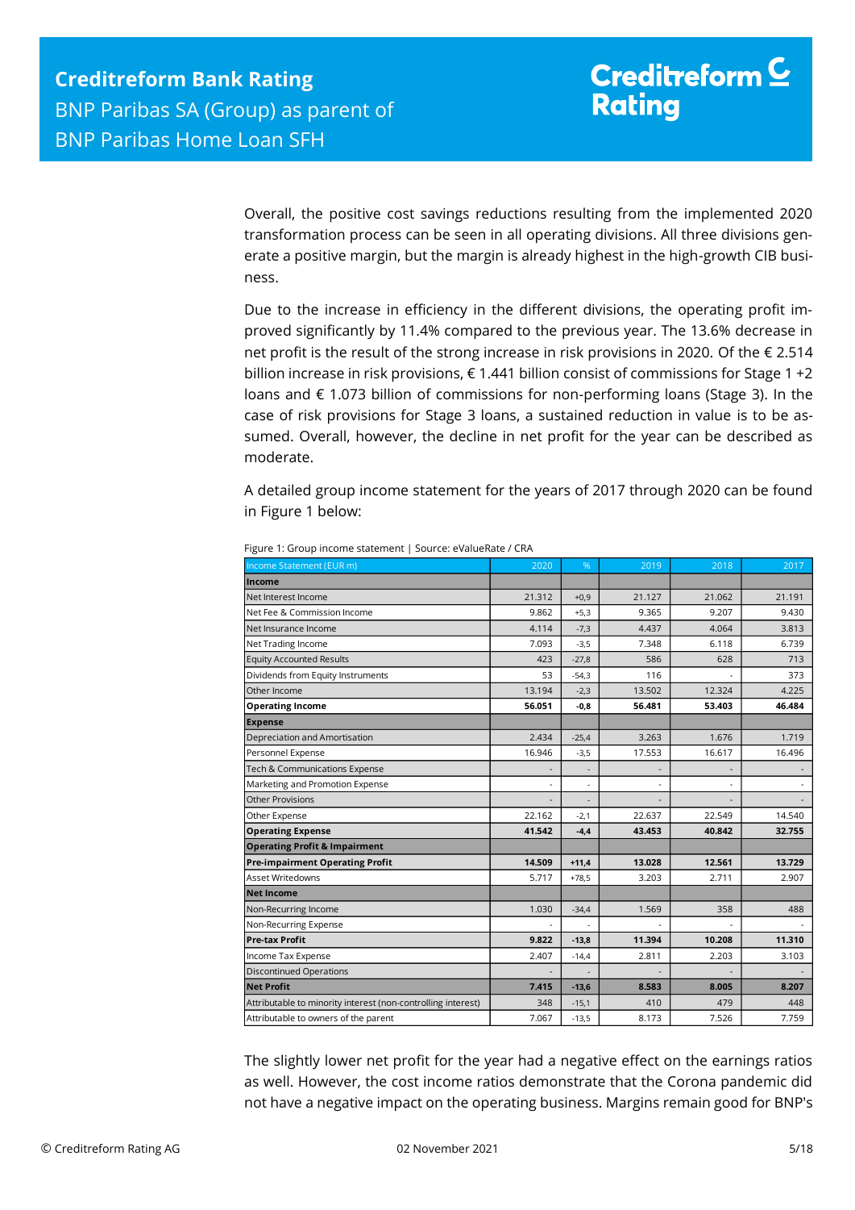Overall, the positive cost savings reductions resulting from the implemented 2020 transformation process can be seen in all operating divisions. All three divisions generate a positive margin, but the margin is already highest in the high-growth CIB business.

Due to the increase in efficiency in the different divisions, the operating profit improved significantly by 11.4% compared to the previous year. The 13.6% decrease in net profit is the result of the strong increase in risk provisions in 2020. Of the € 2.514 billion increase in risk provisions, € 1.441 billion consist of commissions for Stage 1 +2 loans and € 1.073 billion of commissions for non-performing loans (Stage 3). In the case of risk provisions for Stage 3 loans, a sustained reduction in value is to be assumed. Overall, however, the decline in net profit for the year can be described as moderate.

A detailed group income statement for the years of 2017 through 2020 can be found in Figure 1 below:

Figure 1: Group income statement | Source: eValueRate / CRA

| Income Statement (EUR m) | 2020 | % | 2019 | 2018 | 2017 |
|---|---|---|---|---|---|
| **Income** | | | | | |
| Net Interest Income | 21.312 | +0,9 | 21.127 | 21.062 | 21.191 |
| Net Fee & Commission Income | 9.862 | +5,3 | 9.365 | 9.207 | 9.430 |
| Net Insurance Income | 4.114 | -7,3 | 4.437 | 4.064 | 3.813 |
| Net Trading Income | 7.093 | -3,5 | 7.348 | 6.118 | 6.739 |
| Equity Accounted Results | 423 | -27,8 | 586 | 628 | 713 |
| Dividends from Equity Instruments | 53 | -54,3 | 116 | - | 373 |
| Other Income | 13.194 | -2,3 | 13.502 | 12.324 | 4.225 |
| **Operating Income** | **56.051** | **-0,8** | **56.481** | **53.403** | **46.484** |
| **Expense** | | | | | |
| Depreciation and Amortisation | 2.434 | -25,4 | 3.263 | 1.676 | 1.719 |
| Personnel Expense | 16.946 | -3,5 | 17.553 | 16.617 | 16.496 |
| Tech & Communications Expense | - | - | - | - | - |
| Marketing and Promotion Expense | - | - | - | - | - |
| Other Provisions | - | - | - | - | - |
| Other Expense | 22.162 | -2,1 | 22.637 | 22.549 | 14.540 |
| **Operating Expense** | **41.542** | **-4,4** | **43.453** | **40.842** | **32.755** |
| **Operating Profit & Impairment** | | | | | |
| **Pre-impairment Operating Profit** | **14.509** | **+11,4** | **13.028** | **12.561** | **13.729** |
| Asset Writedowns | 5.717 | +78,5 | 3.203 | 2.711 | 2.907 |
| **Net Income** | | | | | |
| Non-Recurring Income | 1.030 | -34,4 | 1.569 | 358 | 488 |
| Non-Recurring Expense | - | - | - | - | - |
| **Pre-tax Profit** | **9.822** | **-13,8** | **11.394** | **10.208** | **11.310** |
| Income Tax Expense | 2.407 | -14,4 | 2.811 | 2.203 | 3.103 |
| Discontinued Operations | - | - | - | - | - |
| **Net Profit** | **7.415** | **-13,6** | **8.583** | **8.005** | **8.207** |
| Attributable to minority interest (non-controlling interest) | 348 | -15,1 | 410 | 479 | 448 |
| Attributable to owners of the parent | 7.067 | -13,5 | 8.173 | 7.526 | 7.759 |

The slightly lower net profit for the year had a negative effect on the earnings ratios as well. However, the cost income ratios demonstrate that the Corona pandemic did not have a negative impact on the operating business. Margins remain good for BNP's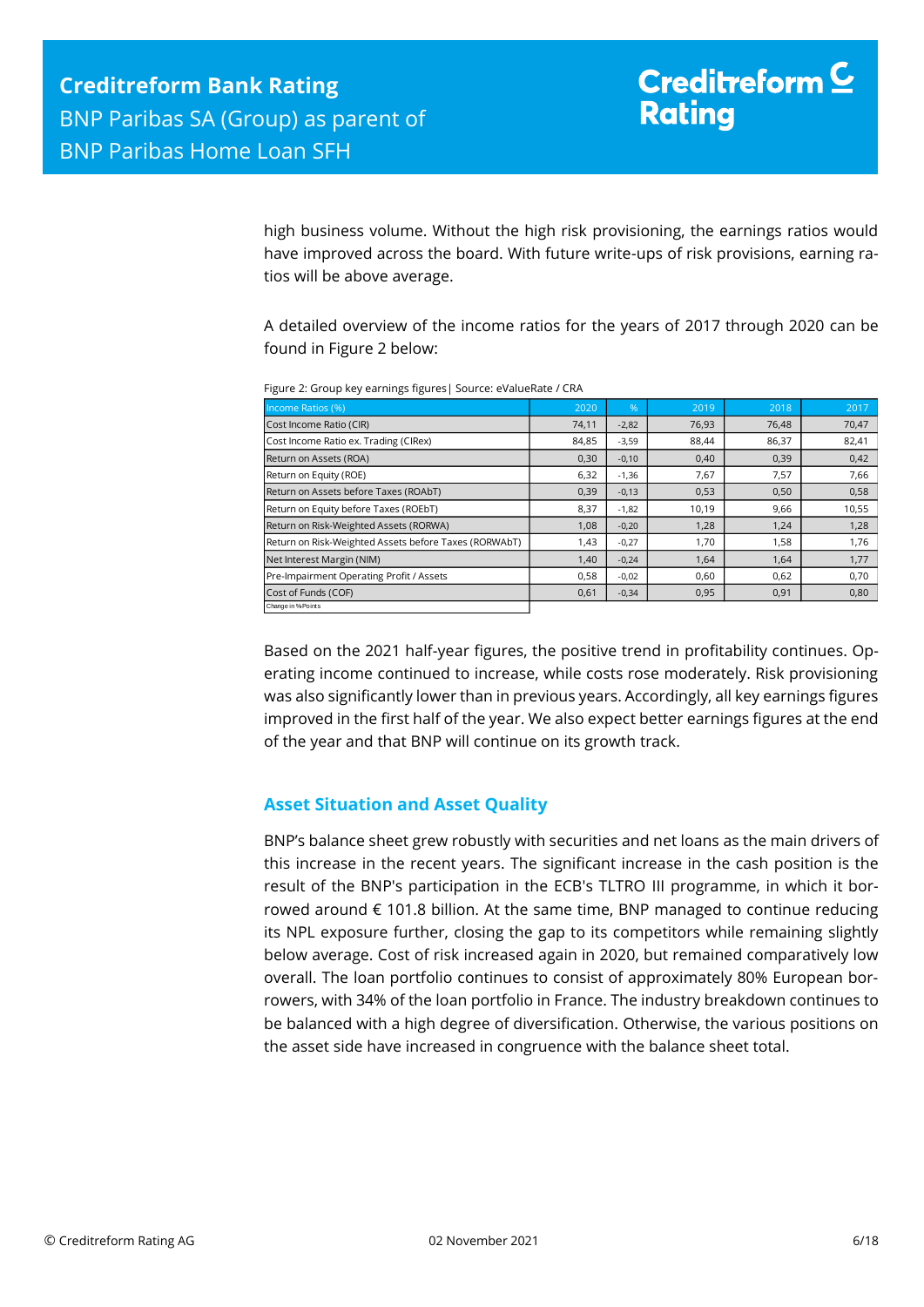high business volume. Without the high risk provisioning, the earnings ratios would have improved across the board. With future write-ups of risk provisions, earning ratios will be above average.

A detailed overview of the income ratios for the years of 2017 through 2020 can be found in Figure 2 below:

Figure 2: Group key earnings figures| Source: eValueRate / CRA

| Income Ratios (%) | 2020 | % | 2019 | 2018 | 2017 |
|---|---|---|---|---|---|
| Cost Income Ratio (CIR) | 74,11 | -2,82 | 76,93 | 76,48 | 70,47 |
| Cost Income Ratio ex. Trading (CIRex) | 84,85 | -3,59 | 88,44 | 86,37 | 82,41 |
| Return on Assets (ROA) | 0,30 | -0,10 | 0,40 | 0,39 | 0,42 |
| Return on Equity (ROE) | 6,32 | -1,36 | 7,67 | 7,57 | 7,66 |
| Return on Assets before Taxes (ROAbT) | 0,39 | -0,13 | 0,53 | 0,50 | 0,58 |
| Return on Equity before Taxes (ROEbT) | 8,37 | -1,82 | 10,19 | 9,66 | 10,55 |
| Return on Risk-Weighted Assets (RORWA) | 1,08 | -0,20 | 1,28 | 1,24 | 1,28 |
| Return on Risk-Weighted Assets before Taxes (RORWAbT) | 1,43 | -0,27 | 1,70 | 1,58 | 1,76 |
| Net Interest Margin (NIM) | 1,40 | -0,24 | 1,64 | 1,64 | 1,77 |
| Pre-Impairment Operating Profit / Assets | 0,58 | -0,02 | 0,60 | 0,62 | 0,70 |
| Cost of Funds (COF) | 0,61 | -0,34 | 0,95 | 0,91 | 0,80 |
| Change in %Points | | | | | |

Based on the 2021 half-year figures, the positive trend in profitability continues. Operating income continued to increase, while costs rose moderately. Risk provisioning was also significantly lower than in previous years. Accordingly, all key earnings figures improved in the first half of the year. We also expect better earnings figures at the end of the year and that BNP will continue on its growth track.

## Asset Situation and Asset Quality

BNP's balance sheet grew robustly with securities and net loans as the main drivers of this increase in the recent years. The significant increase in the cash position is the result of the BNP's participation in the ECB's TLTRO III programme, in which it borrowed around € 101.8 billion. At the same time, BNP managed to continue reducing its NPL exposure further, closing the gap to its competitors while remaining slightly below average. Cost of risk increased again in 2020, but remained comparatively low overall. The loan portfolio continues to consist of approximately 80% European borrowers, with 34% of the loan portfolio in France. The industry breakdown continues to be balanced with a high degree of diversification. Otherwise, the various positions on the asset side have increased in congruence with the balance sheet total.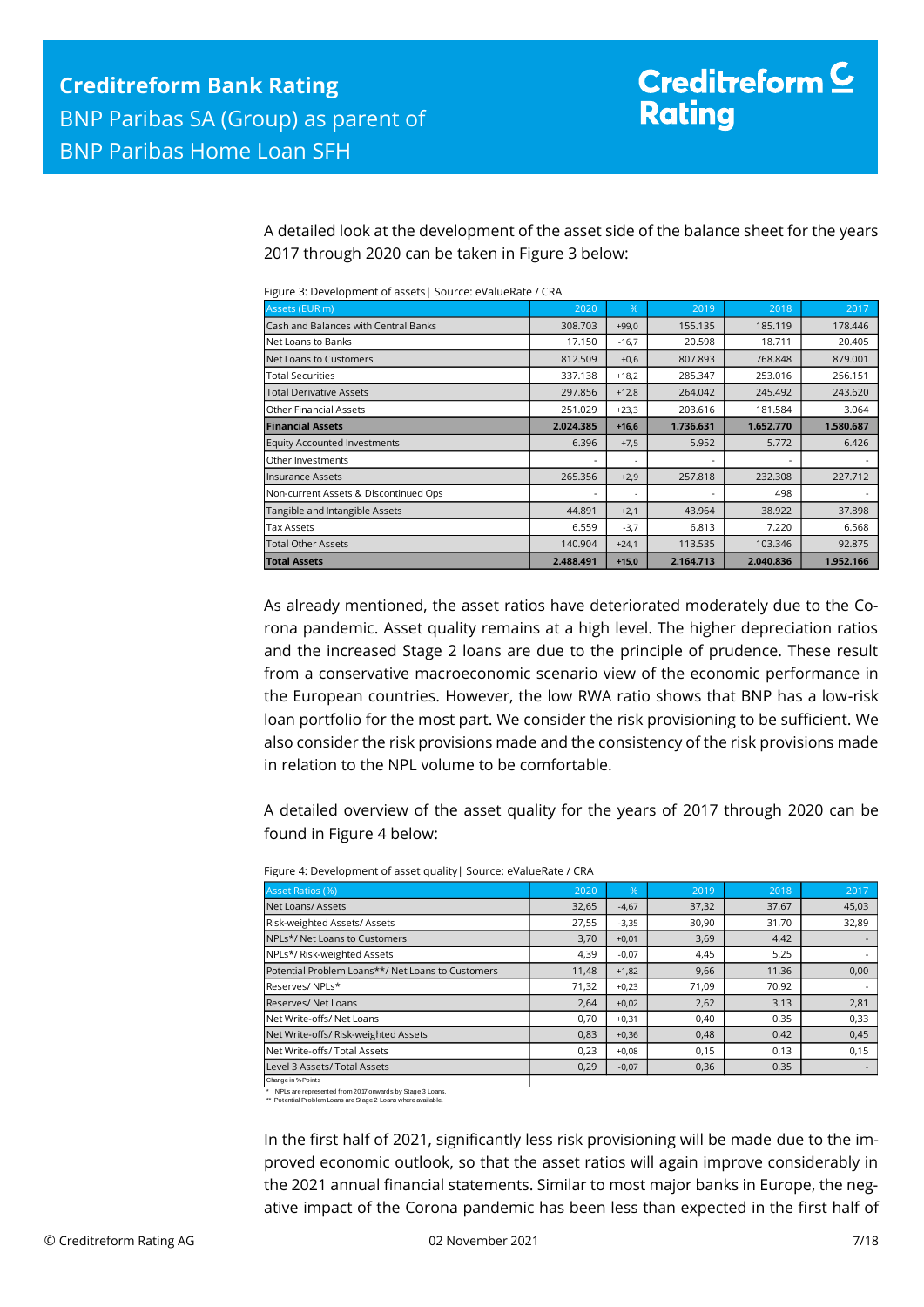A detailed look at the development of the asset side of the balance sheet for the years 2017 through 2020 can be taken in Figure 3 below:

Figure 3: Development of assets| Source: eValueRate / CRA

| Assets (EUR m) | 2020 | % | 2019 | 2018 | 2017 |
|---|---|---|---|---|---|
| Cash and Balances with Central Banks | 308.703 | +99,0 | 155.135 | 185.119 | 178.446 |
| Net Loans to Banks | 17.150 | -16,7 | 20.598 | 18.711 | 20.405 |
| Net Loans to Customers | 812.509 | +0,6 | 807.893 | 768.848 | 879.001 |
| Total Securities | 337.138 | +18,2 | 285.347 | 253.016 | 256.151 |
| Total Derivative Assets | 297.856 | +12,8 | 264.042 | 245.492 | 243.620 |
| Other Financial Assets | 251.029 | +23,3 | 203.616 | 181.584 | 3.064 |
| **Financial Assets** | **2.024.385** | **+16,6** | **1.736.631** | **1.652.770** | **1.580.687** |
| Equity Accounted Investments | 6.396 | +7,5 | 5.952 | 5.772 | 6.426 |
| Other Investments | - | - | - | - | - |
| Insurance Assets | 265.356 | +2,9 | 257.818 | 232.308 | 227.712 |
| Non-current Assets & Discontinued Ops | - | - | - | 498 | - |
| Tangible and Intangible Assets | 44.891 | +2,1 | 43.964 | 38.922 | 37.898 |
| Tax Assets | 6.559 | -3,7 | 6.813 | 7.220 | 6.568 |
| Total Other Assets | 140.904 | +24,1 | 113.535 | 103.346 | 92.875 |
| **Total Assets** | **2.488.491** | **+15,0** | **2.164.713** | **2.040.836** | **1.952.166** |

As already mentioned, the asset ratios have deteriorated moderately due to the Corona pandemic. Asset quality remains at a high level. The higher depreciation ratios and the increased Stage 2 loans are due to the principle of prudence. These result from a conservative macroeconomic scenario view of the economic performance in the European countries. However, the low RWA ratio shows that BNP has a low-risk loan portfolio for the most part. We consider the risk provisioning to be sufficient. We also consider the risk provisions made and the consistency of the risk provisions made in relation to the NPL volume to be comfortable.

A detailed overview of the asset quality for the years of 2017 through 2020 can be found in Figure 4 below:

Figure 4: Development of asset quality| Source: eValueRate / CRA

| Asset Ratios (%) | 2020 | % | 2019 | 2018 | 2017 |
|---|---|---|---|---|---|
| Net Loans/ Assets | 32,65 | -4,67 | 37,32 | 37,67 | 45,03 |
| Risk-weighted Assets/ Assets | 27,55 | -3,35 | 30,90 | 31,70 | 32,89 |
| NPLs*/ Net Loans to Customers | 3,70 | +0,01 | 3,69 | 4,42 | - |
| NPLs*/ Risk-weighted Assets | 4,39 | -0,07 | 4,45 | 5,25 | - |
| Potential Problem Loans**/ Net Loans to Customers | 11,48 | +1,82 | 9,66 | 11,36 | 0,00 |
| Reserves/ NPLs* | 71,32 | +0,23 | 71,09 | 70,92 | - |
| Reserves/ Net Loans | 2,64 | +0,02 | 2,62 | 3,13 | 2,81 |
| Net Write-offs/ Net Loans | 0,70 | +0,31 | 0,40 | 0,35 | 0,33 |
| Net Write-offs/ Risk-weighted Assets | 0,83 | +0,36 | 0,48 | 0,42 | 0,45 |
| Net Write-offs/ Total Assets | 0,23 | +0,08 | 0,15 | 0,13 | 0,15 |
| Level 3 Assets/ Total Assets | 0,29 | -0,07 | 0,36 | 0,35 | - |

Change in %Points

\* NPLs are represented from 2017 onwards by Stage 3 Loans.
\*\* Potential Problem Loans are Stage 2 Loans where available.

In the first half of 2021, significantly less risk provisioning will be made due to the improved economic outlook, so that the asset ratios will again improve considerably in the 2021 annual financial statements. Similar to most major banks in Europe, the negative impact of the Corona pandemic has been less than expected in the first half of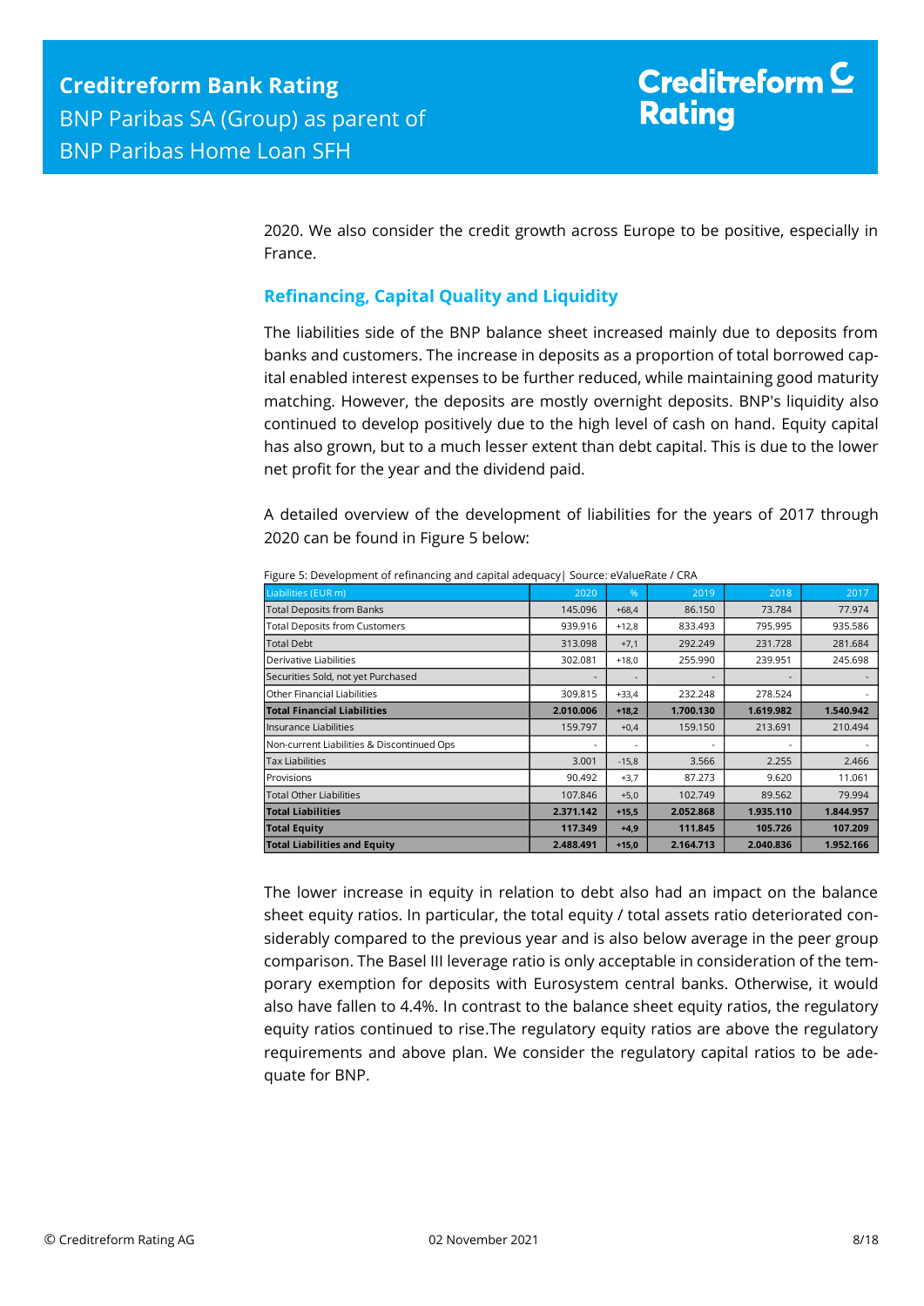2020. We also consider the credit growth across Europe to be positive, especially in France.

## Refinancing, Capital Quality and Liquidity

The liabilities side of the BNP balance sheet increased mainly due to deposits from banks and customers. The increase in deposits as a proportion of total borrowed capital enabled interest expenses to be further reduced, while maintaining good maturity matching. However, the deposits are mostly overnight deposits. BNP's liquidity also continued to develop positively due to the high level of cash on hand. Equity capital has also grown, but to a much lesser extent than debt capital. This is due to the lower net profit for the year and the dividend paid.

A detailed overview of the development of liabilities for the years of 2017 through 2020 can be found in Figure 5 below:

Figure 5: Development of refinancing and capital adequacy| Source: eValueRate / CRA

| Liabilities (EUR m) | 2020 | % | 2019 | 2018 | 2017 |
|---|---|---|---|---|---|
| Total Deposits from Banks | 145.096 | +68,4 | 86.150 | 73.784 | 77.974 |
| Total Deposits from Customers | 939.916 | +12,8 | 833.493 | 795.995 | 935.586 |
| Total Debt | 313.098 | +7,1 | 292.249 | 231.728 | 281.684 |
| Derivative Liabilities | 302.081 | +18,0 | 255.990 | 239.951 | 245.698 |
| Securities Sold, not yet Purchased | - | - | - | - | - |
| Other Financial Liabilities | 309.815 | +33,4 | 232.248 | 278.524 | - |
| **Total Financial Liabilities** | **2.010.006** | **+18,2** | **1.700.130** | **1.619.982** | **1.540.942** |
| Insurance Liabilities | 159.797 | +0,4 | 159.150 | 213.691 | 210.494 |
| Non-current Liabilities & Discontinued Ops | - | - | - | - | - |
| Tax Liabilities | 3.001 | -15,8 | 3.566 | 2.255 | 2.466 |
| Provisions | 90.492 | +3,7 | 87.273 | 9.620 | 11.061 |
| Total Other Liabilities | 107.846 | +5,0 | 102.749 | 89.562 | 79.994 |
| **Total Liabilities** | **2.371.142** | **+15,5** | **2.052.868** | **1.935.110** | **1.844.957** |
| **Total Equity** | **117.349** | **+4,9** | **111.845** | **105.726** | **107.209** |
| **Total Liabilities and Equity** | **2.488.491** | **+15,0** | **2.164.713** | **2.040.836** | **1.952.166** |

The lower increase in equity in relation to debt also had an impact on the balance sheet equity ratios. In particular, the total equity / total assets ratio deteriorated considerably compared to the previous year and is also below average in the peer group comparison. The Basel III leverage ratio is only acceptable in consideration of the temporary exemption for deposits with Eurosystem central banks. Otherwise, it would also have fallen to 4.4%. In contrast to the balance sheet equity ratios, the regulatory equity ratios continued to rise.The regulatory equity ratios are above the regulatory requirements and above plan. We consider the regulatory capital ratios to be adequate for BNP.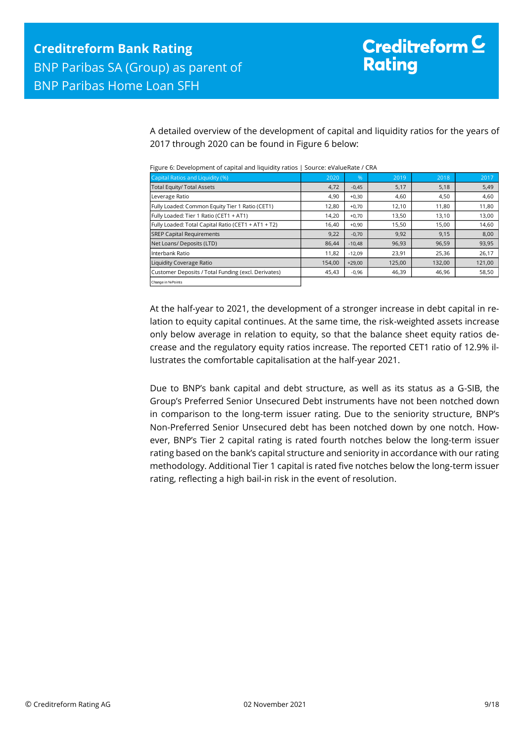A detailed overview of the development of capital and liquidity ratios for the years of 2017 through 2020 can be found in Figure 6 below:

Figure 6: Development of capital and liquidity ratios | Source: eValueRate / CRA

| Capital Ratios and Liquidity (%) | 2020 | % | 2019 | 2018 | 2017 |
|---|---|---|---|---|---|
| Total Equity/ Total Assets | 4,72 | -0,45 | 5,17 | 5,18 | 5,49 |
| Leverage Ratio | 4,90 | +0,30 | 4,60 | 4,50 | 4,60 |
| Fully Loaded: Common Equity Tier 1 Ratio (CET1) | 12,80 | +0,70 | 12,10 | 11,80 | 11,80 |
| Fully Loaded: Tier 1 Ratio (CET1 + AT1) | 14,20 | +0,70 | 13,50 | 13,10 | 13,00 |
| Fully Loaded: Total Capital Ratio (CET1 + AT1 + T2) | 16,40 | +0,90 | 15,50 | 15,00 | 14,60 |
| SREP Capital Requirements | 9,22 | -0,70 | 9,92 | 9,15 | 8,00 |
| Net Loans/ Deposits (LTD) | 86,44 | -10,48 | 96,93 | 96,59 | 93,95 |
| Interbank Ratio | 11,82 | -12,09 | 23,91 | 25,36 | 26,17 |
| Liquidity Coverage Ratio | 154,00 | +29,00 | 125,00 | 132,00 | 121,00 |
| Customer Deposits / Total Funding (excl. Derivates) | 45,43 | -0,96 | 46,39 | 46,96 | 58,50 |

Change in %Points

At the half-year to 2021, the development of a stronger increase in debt capital in relation to equity capital continues. At the same time, the risk-weighted assets increase only below average in relation to equity, so that the balance sheet equity ratios decrease and the regulatory equity ratios increase. The reported CET1 ratio of 12.9% illustrates the comfortable capitalisation at the half-year 2021.

Due to BNP's bank capital and debt structure, as well as its status as a G-SIB, the Group's Preferred Senior Unsecured Debt instruments have not been notched down in comparison to the long-term issuer rating. Due to the seniority structure, BNP's Non-Preferred Senior Unsecured debt has been notched down by one notch. However, BNP's Tier 2 capital rating is rated fourth notches below the long-term issuer rating based on the bank's capital structure and seniority in accordance with our rating methodology. Additional Tier 1 capital is rated five notches below the long-term issuer rating, reflecting a high bail-in risk in the event of resolution.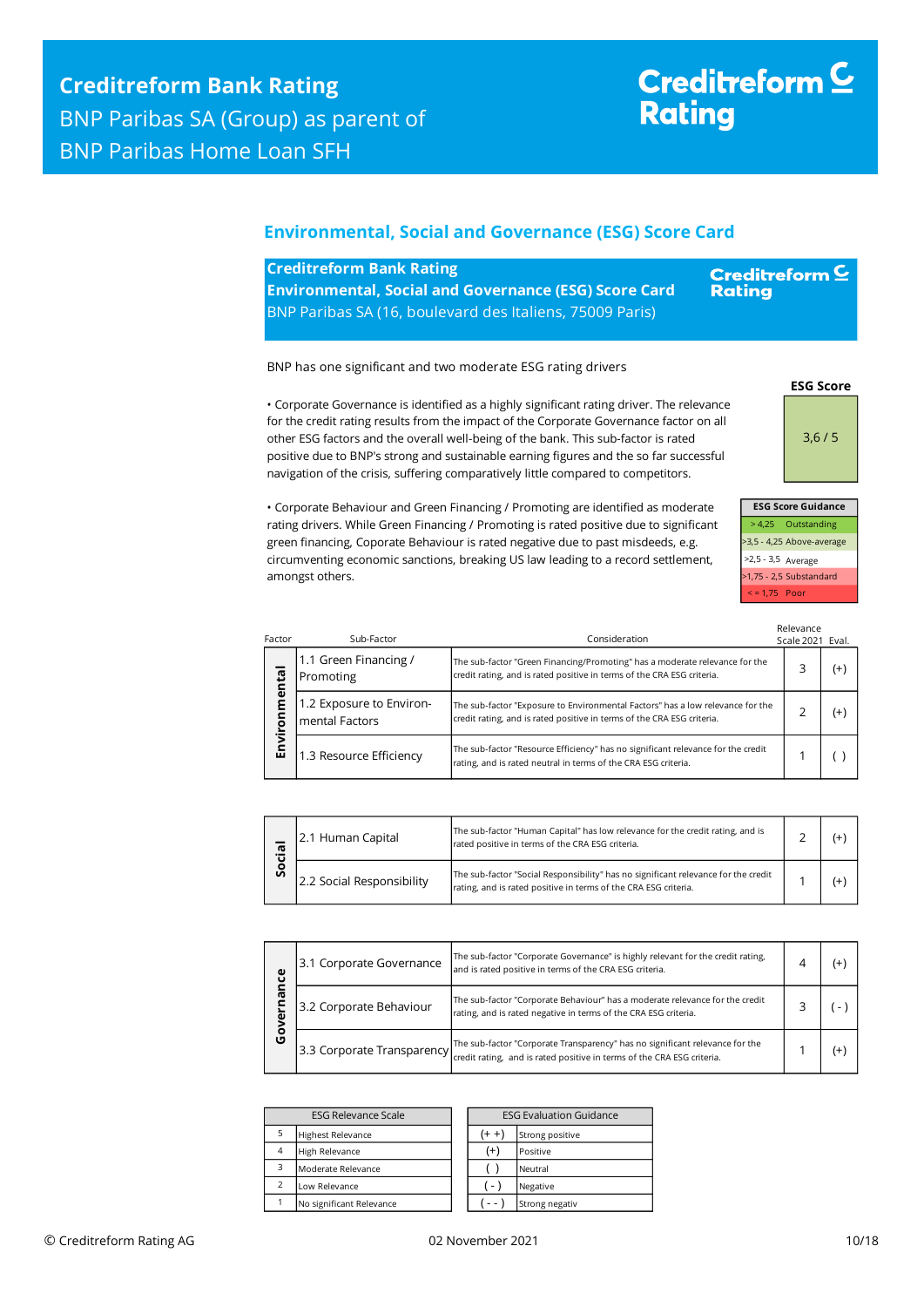## Environmental, Social and Governance (ESG) Score Card

**Creditreform Bank Rating**
**Environmental, Social and Governance (ESG) Score Card**
BNP Paribas SA (16, boulevard des Italiens, 75009 Paris)

Creditreform Rating

BNP has one significant and two moderate ESG rating drivers

• Corporate Governance is identified as a highly significant rating driver. The relevance for the credit rating results from the impact of the Corporate Governance factor on all other ESG factors and the overall well-being of the bank. This sub-factor is rated positive due to BNP's strong and sustainable earning figures and the so far successful navigation of the crisis, suffering comparatively little compared to competitors.

• Corporate Behaviour and Green Financing / Promoting are identified as moderate rating drivers. While Green Financing / Promoting is rated positive due to significant green financing, Coporate Behaviour is rated negative due to past misdeeds, e.g. circumventing economic sanctions, breaking US law leading to a record settlement, amongst others.

**ESG Score**

3,6 / 5

| ESG Score Guidance | |
|---|---|
| > 4,25 | Outstanding |
| >3,5 - 4,25 | Above-average |
| >2,5 - 3,5 | Average |
| >1,75 - 2,5 | Substandard |
| < = 1,75 | Poor |

| Factor | Sub-Factor | Consideration | Relevance Scale 2021 | Eval. |
|---|---|---|---|---|
| Environmental | 1.1 Green Financing / Promoting | The sub-factor "Green Financing/Promoting" has a moderate relevance for the credit rating, and is rated positive in terms of the CRA ESG criteria. | 3 | (+) |
| | 1.2 Exposure to Environ-mental Factors | The sub-factor "Exposure to Environmental Factors" has a low relevance for the credit rating, and is rated positive in terms of the CRA ESG criteria. | 2 | (+) |
| | 1.3 Resource Efficiency | The sub-factor "Resource Efficiency" has no significant relevance for the credit rating, and is rated neutral in terms of the CRA ESG criteria. | 1 | ( ) |
| Social | 2.1 Human Capital | The sub-factor "Human Capital" has low relevance for the credit rating, and is rated positive in terms of the CRA ESG criteria. | 2 | (+) |
| | 2.2 Social Responsibility | The sub-factor "Social Responsibility" has no significant relevance for the credit rating, and is rated positive in terms of the CRA ESG criteria. | 1 | (+) |
| Governance | 3.1 Corporate Governance | The sub-factor "Corporate Governance" is highly relevant for the credit rating, and is rated positive in terms of the CRA ESG criteria. | 4 | (+) |
| | 3.2 Corporate Behaviour | The sub-factor "Corporate Behaviour" has a moderate relevance for the credit rating, and is rated negative in terms of the CRA ESG criteria. | 3 | ( - ) |
| | 3.3 Corporate Transparency | The sub-factor "Corporate Transparency" has no significant relevance for the credit rating, and is rated positive in terms of the CRA ESG criteria. | 1 | (+) |

| ESG Relevance Scale | |
|---|---|
| 5 | Highest Relevance |
| 4 | High Relevance |
| 3 | Moderate Relevance |
| 2 | Low Relevance |
| 1 | No significant Relevance |

| ESG Evaluation Guidance | |
|---|---|
| (+ +) | Strong positive |
| (+) | Positive |
| ( ) | Neutral |
| ( - ) | Negative |
| ( - - ) | Strong negativ |

© Creditreform Rating AG 02 November 2021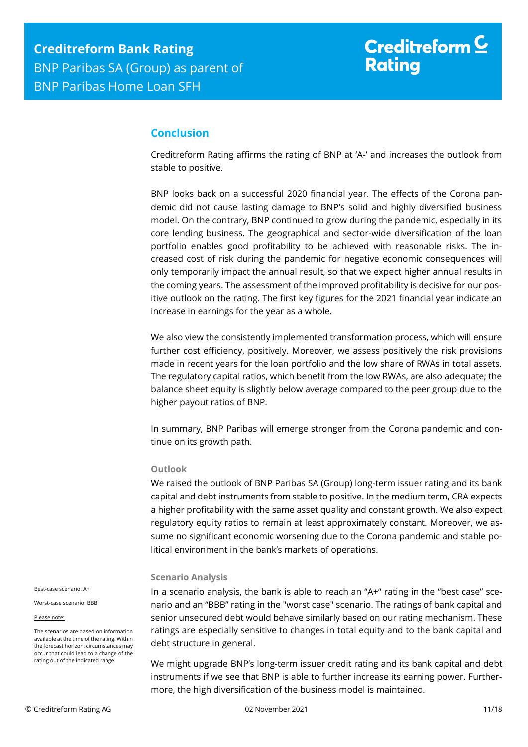## Conclusion

Creditreform Rating affirms the rating of BNP at 'A-' and increases the outlook from stable to positive.

BNP looks back on a successful 2020 financial year. The effects of the Corona pandemic did not cause lasting damage to BNP's solid and highly diversified business model. On the contrary, BNP continued to grow during the pandemic, especially in its core lending business. The geographical and sector-wide diversification of the loan portfolio enables good profitability to be achieved with reasonable risks. The increased cost of risk during the pandemic for negative economic consequences will only temporarily impact the annual result, so that we expect higher annual results in the coming years. The assessment of the improved profitability is decisive for our positive outlook on the rating. The first key figures for the 2021 financial year indicate an increase in earnings for the year as a whole.

We also view the consistently implemented transformation process, which will ensure further cost efficiency, positively. Moreover, we assess positively the risk provisions made in recent years for the loan portfolio and the low share of RWAs in total assets. The regulatory capital ratios, which benefit from the low RWAs, are also adequate; the balance sheet equity is slightly below average compared to the peer group due to the higher payout ratios of BNP.

In summary, BNP Paribas will emerge stronger from the Corona pandemic and continue on its growth path.

### Outlook

We raised the outlook of BNP Paribas SA (Group) long-term issuer rating and its bank capital and debt instruments from stable to positive. In the medium term, CRA expects a higher profitability with the same asset quality and constant growth. We also expect regulatory equity ratios to remain at least approximately constant. Moreover, we assume no significant economic worsening due to the Corona pandemic and stable political environment in the bank's markets of operations.

### Scenario Analysis

Best-case scenario: A+

Worst-case scenario: BBB

Please note:

The scenarios are based on information available at the time of the rating. Within the forecast horizon, circumstances may occur that could lead to a change of the rating out of the indicated range.

In a scenario analysis, the bank is able to reach an "A+" rating in the "best case" scenario and an "BBB" rating in the "worst case" scenario. The ratings of bank capital and senior unsecured debt would behave similarly based on our rating mechanism. These ratings are especially sensitive to changes in total equity and to the bank capital and debt structure in general.

We might upgrade BNP's long-term issuer credit rating and its bank capital and debt instruments if we see that BNP is able to further increase its earning power. Furthermore, the high diversification of the business model is maintained.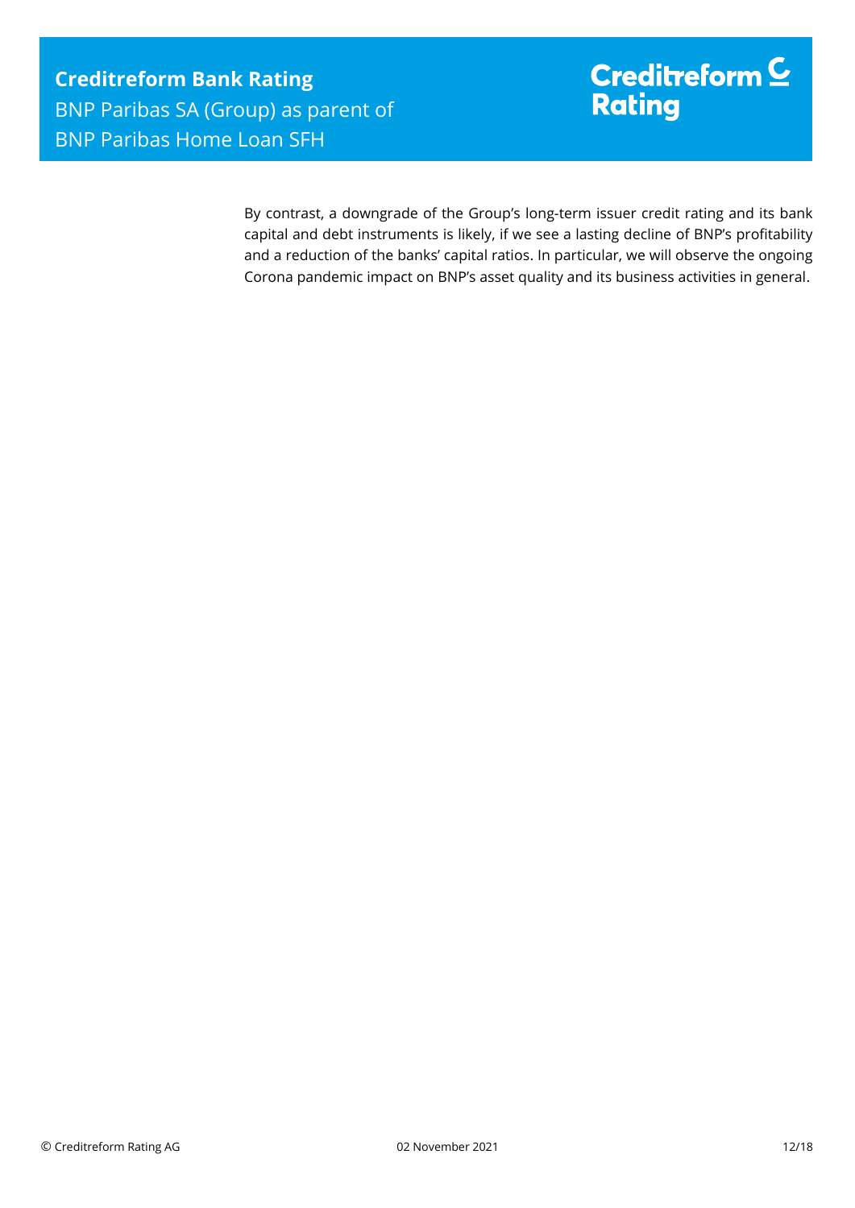By contrast, a downgrade of the Group's long-term issuer credit rating and its bank capital and debt instruments is likely, if we see a lasting decline of BNP's profitability and a reduction of the banks' capital ratios. In particular, we will observe the ongoing Corona pandemic impact on BNP's asset quality and its business activities in general.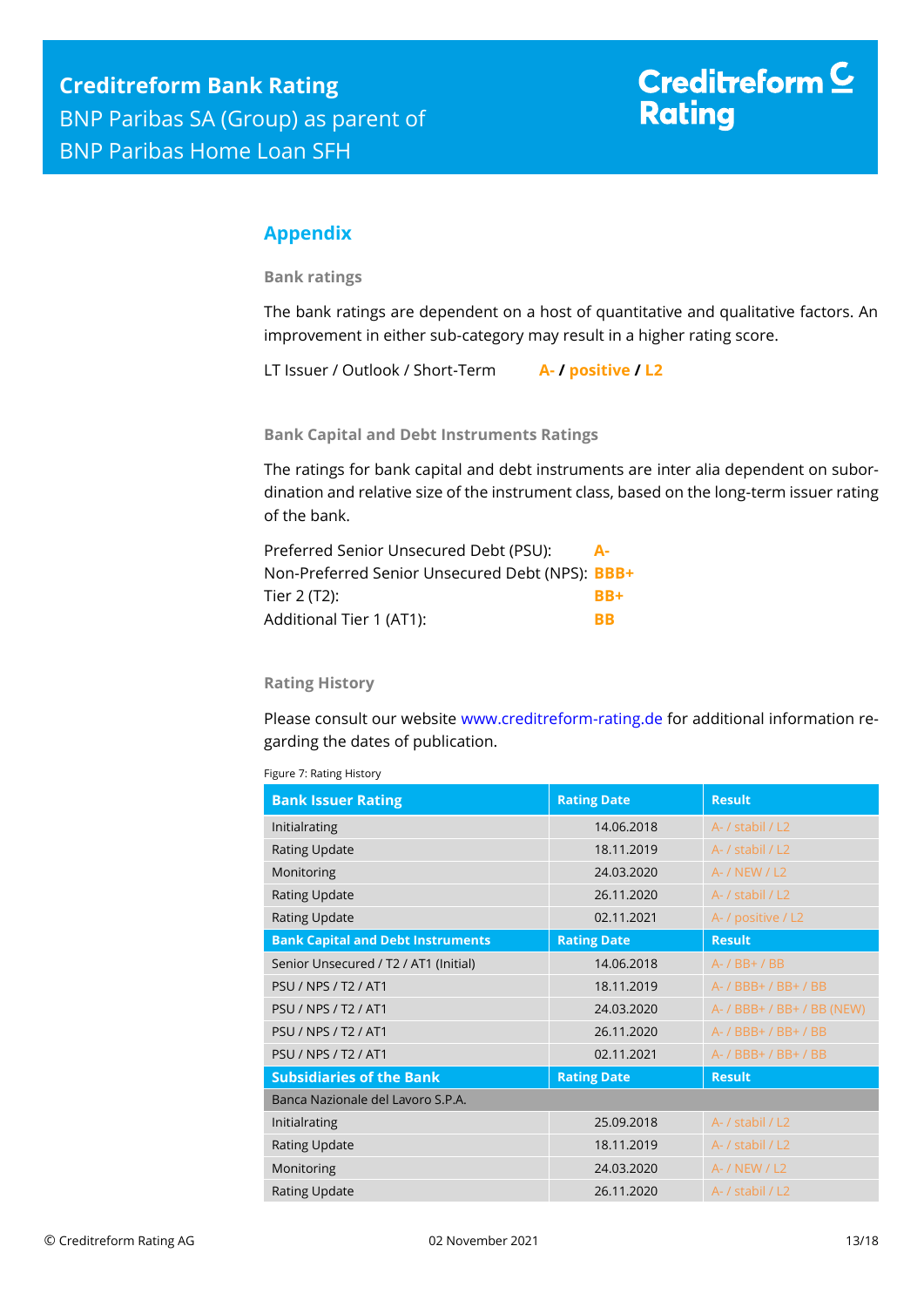## Appendix

### Bank ratings

The bank ratings are dependent on a host of quantitative and qualitative factors. An improvement in either sub-category may result in a higher rating score.

LT Issuer / Outlook / Short-Term **A- / positive / L2**

### Bank Capital and Debt Instruments Ratings

The ratings for bank capital and debt instruments are inter alia dependent on subordination and relative size of the instrument class, based on the long-term issuer rating of the bank.

Preferred Senior Unsecured Debt (PSU): **A-**
Non-Preferred Senior Unsecured Debt (NPS): **BBB+**
Tier 2 (T2): **BB+**
Additional Tier 1 (AT1): **BB**

### Rating History

Please consult our website www.creditreform-rating.de for additional information regarding the dates of publication.

Figure 7: Rating History

| Bank Issuer Rating | Rating Date | Result |
|---|---|---|
| Initialrating | 14.06.2018 | A- / stabil / L2 |
| Rating Update | 18.11.2019 | A- / stabil / L2 |
| Monitoring | 24.03.2020 | A- / NEW / L2 |
| Rating Update | 26.11.2020 | A- / stabil / L2 |
| Rating Update | 02.11.2021 | A- / positive / L2 |
| **Bank Capital and Debt Instruments** | **Rating Date** | **Result** |
| Senior Unsecured / T2 / AT1 (Initial) | 14.06.2018 | A- / BB+ / BB |
| PSU / NPS / T2 / AT1 | 18.11.2019 | A- / BBB+ / BB+ / BB |
| PSU / NPS / T2 / AT1 | 24.03.2020 | A- / BBB+ / BB+ / BB (NEW) |
| PSU / NPS / T2 / AT1 | 26.11.2020 | A- / BBB+ / BB+ / BB |
| PSU / NPS / T2 / AT1 | 02.11.2021 | A- / BBB+ / BB+ / BB |
| **Subsidiaries of the Bank** | **Rating Date** | **Result** |
| Banca Nazionale del Lavoro S.P.A. | | |
| Initialrating | 25.09.2018 | A- / stabil / L2 |
| Rating Update | 18.11.2019 | A- / stabil / L2 |
| Monitoring | 24.03.2020 | A- / NEW / L2 |
| Rating Update | 26.11.2020 | A- / stabil / L2 |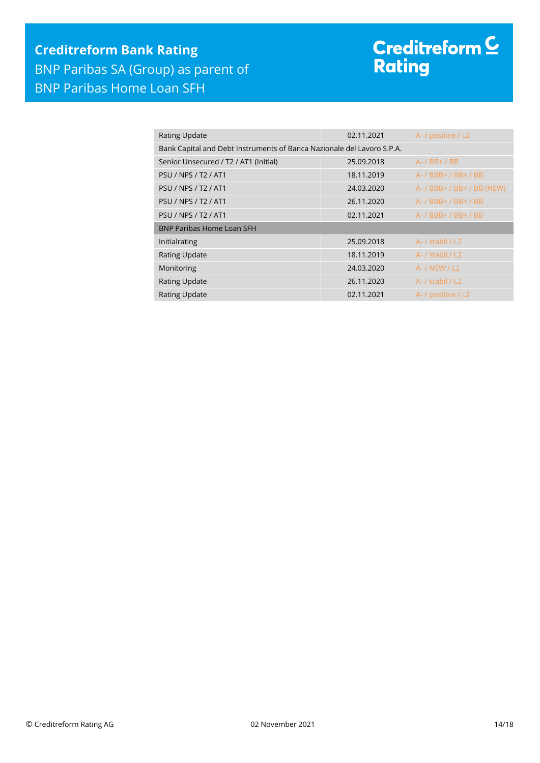| | | |
|---|---|---|
| Rating Update | 02.11.2021 | A- / positive / L2 |
| Bank Capital and Debt Instruments of Banca Nazionale del Lavoro S.P.A. | | |
| Senior Unsecured / T2 / AT1 (Initial) | 25.09.2018 | A- / BB+ / BB |
| PSU / NPS / T2 / AT1 | 18.11.2019 | A- / BBB+ / BB+ / BB |
| PSU / NPS / T2 / AT1 | 24.03.2020 | A- / BBB+ / BB+ / BB (NEW) |
| PSU / NPS / T2 / AT1 | 26.11.2020 | A- / BBB+ / BB+ / BB |
| PSU / NPS / T2 / AT1 | 02.11.2021 | A- / BBB+ / BB+ / BB |
| BNP Paribas Home Loan SFH | | |
| Initialrating | 25.09.2018 | A- / stabil / L2 |
| Rating Update | 18.11.2019 | A- / stabil / L2 |
| Monitoring | 24.03.2020 | A- / NEW / L2 |
| Rating Update | 26.11.2020 | A- / stabil / L2 |
| Rating Update | 02.11.2021 | A- / positive / L2 |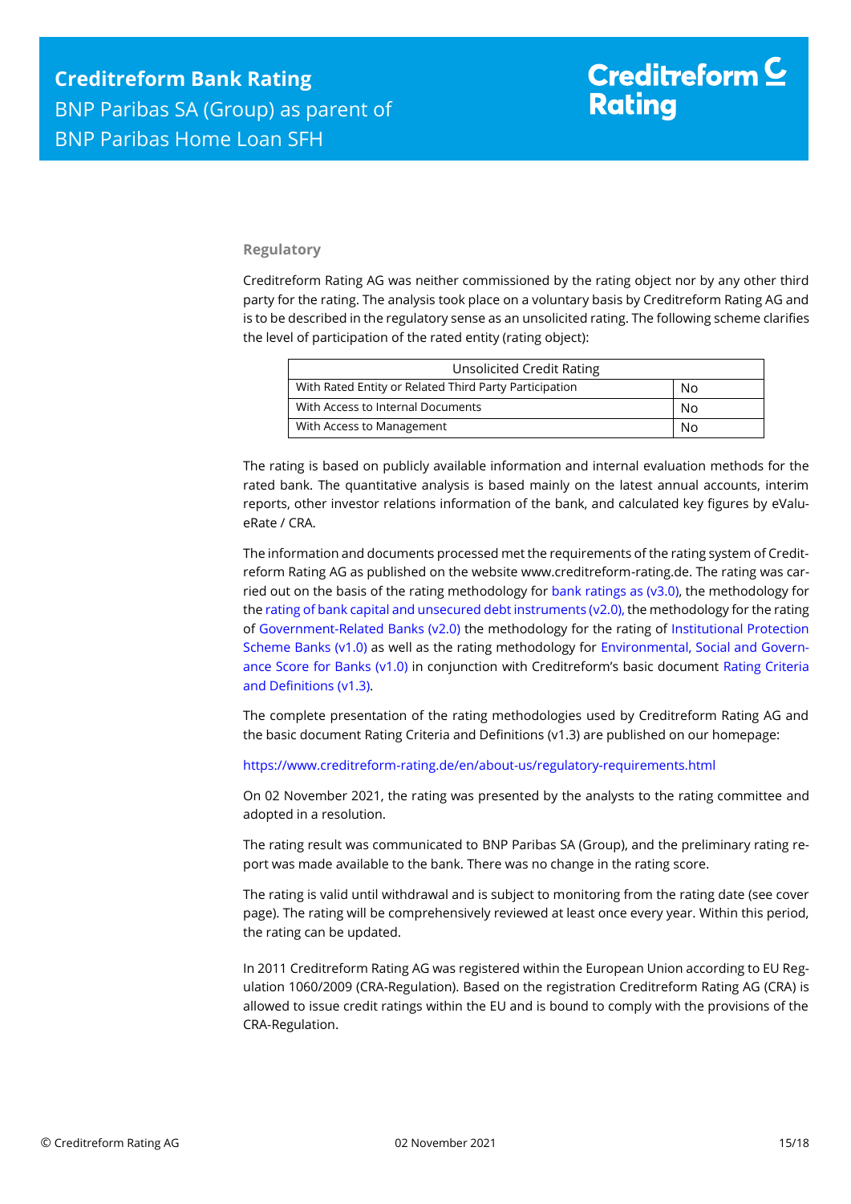## Regulatory

Creditreform Rating AG was neither commissioned by the rating object nor by any other third party for the rating. The analysis took place on a voluntary basis by Creditreform Rating AG and is to be described in the regulatory sense as an unsolicited rating. The following scheme clarifies the level of participation of the rated entity (rating object):

| Unsolicited Credit Rating | |
|---|---|
| With Rated Entity or Related Third Party Participation | No |
| With Access to Internal Documents | No |
| With Access to Management | No |

The rating is based on publicly available information and internal evaluation methods for the rated bank. The quantitative analysis is based mainly on the latest annual accounts, interim reports, other investor relations information of the bank, and calculated key figures by eValueRate / CRA.

The information and documents processed met the requirements of the rating system of Creditreform Rating AG as published on the website www.creditreform-rating.de. The rating was carried out on the basis of the rating methodology for bank ratings as (v3.0), the methodology for the rating of bank capital and unsecured debt instruments (v2.0), the methodology for the rating of Government-Related Banks (v2.0) the methodology for the rating of Institutional Protection Scheme Banks (v1.0) as well as the rating methodology for Environmental, Social and Governance Score for Banks (v1.0) in conjunction with Creditreform's basic document Rating Criteria and Definitions (v1.3).

The complete presentation of the rating methodologies used by Creditreform Rating AG and the basic document Rating Criteria and Definitions (v1.3) are published on our homepage:

https://www.creditreform-rating.de/en/about-us/regulatory-requirements.html

On 02 November 2021, the rating was presented by the analysts to the rating committee and adopted in a resolution.

The rating result was communicated to BNP Paribas SA (Group), and the preliminary rating report was made available to the bank. There was no change in the rating score.

The rating is valid until withdrawal and is subject to monitoring from the rating date (see cover page). The rating will be comprehensively reviewed at least once every year. Within this period, the rating can be updated.

In 2011 Creditreform Rating AG was registered within the European Union according to EU Regulation 1060/2009 (CRA-Regulation). Based on the registration Creditreform Rating AG (CRA) is allowed to issue credit ratings within the EU and is bound to comply with the provisions of the CRA-Regulation.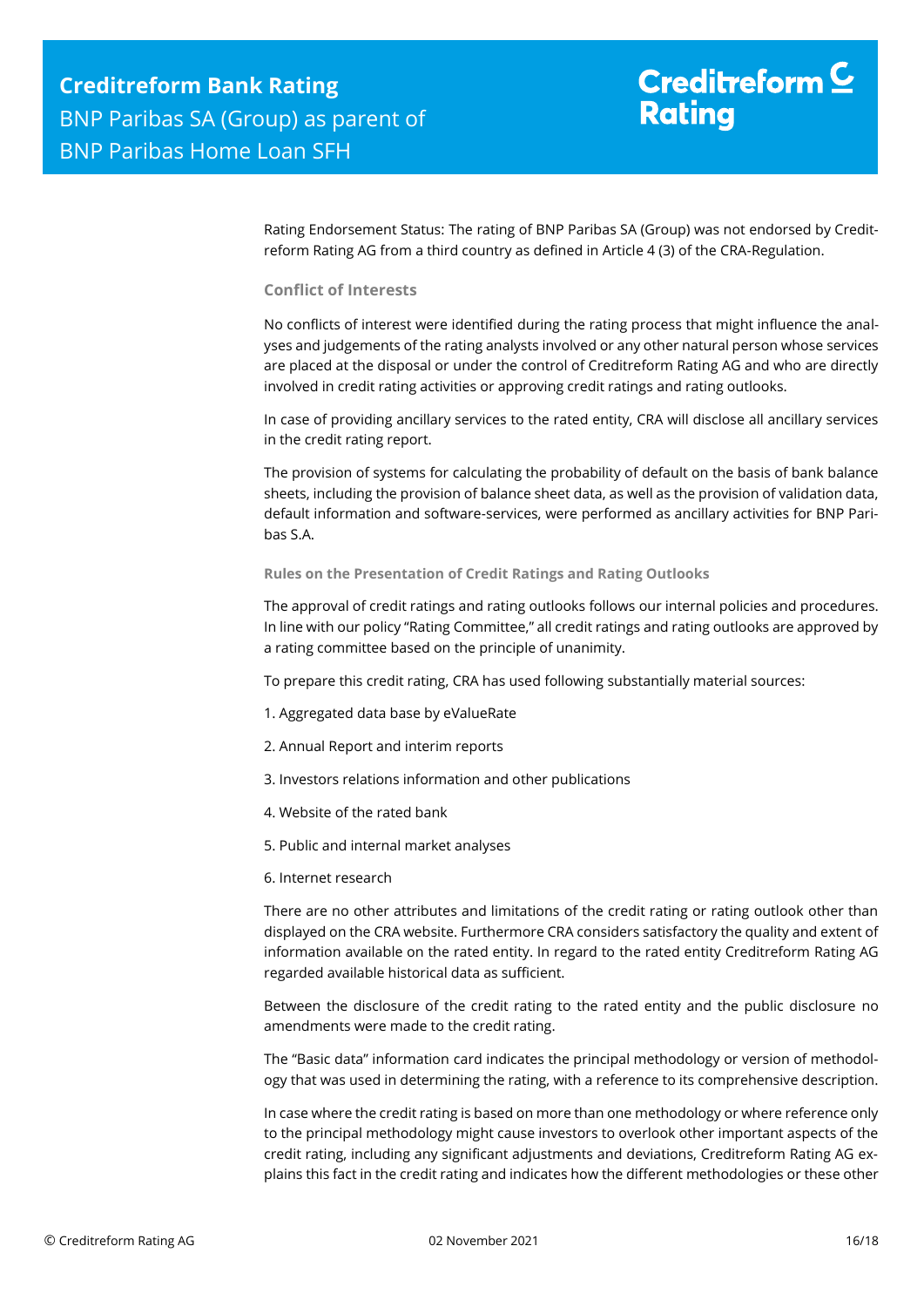Rating Endorsement Status: The rating of BNP Paribas SA (Group) was not endorsed by Creditreform Rating AG from a third country as defined in Article 4 (3) of the CRA-Regulation.

### Conflict of Interests

No conflicts of interest were identified during the rating process that might influence the analyses and judgements of the rating analysts involved or any other natural person whose services are placed at the disposal or under the control of Creditreform Rating AG and who are directly involved in credit rating activities or approving credit ratings and rating outlooks.

In case of providing ancillary services to the rated entity, CRA will disclose all ancillary services in the credit rating report.

The provision of systems for calculating the probability of default on the basis of bank balance sheets, including the provision of balance sheet data, as well as the provision of validation data, default information and software-services, were performed as ancillary activities for BNP Paribas S.A.

#### Rules on the Presentation of Credit Ratings and Rating Outlooks

The approval of credit ratings and rating outlooks follows our internal policies and procedures. In line with our policy "Rating Committee," all credit ratings and rating outlooks are approved by a rating committee based on the principle of unanimity.

To prepare this credit rating, CRA has used following substantially material sources:

1. Aggregated data base by eValueRate

2. Annual Report and interim reports

3. Investors relations information and other publications

4. Website of the rated bank

5. Public and internal market analyses

6. Internet research

There are no other attributes and limitations of the credit rating or rating outlook other than displayed on the CRA website. Furthermore CRA considers satisfactory the quality and extent of information available on the rated entity. In regard to the rated entity Creditreform Rating AG regarded available historical data as sufficient.

Between the disclosure of the credit rating to the rated entity and the public disclosure no amendments were made to the credit rating.

The "Basic data" information card indicates the principal methodology or version of methodology that was used in determining the rating, with a reference to its comprehensive description.

In case where the credit rating is based on more than one methodology or where reference only to the principal methodology might cause investors to overlook other important aspects of the credit rating, including any significant adjustments and deviations, Creditreform Rating AG explains this fact in the credit rating and indicates how the different methodologies or these other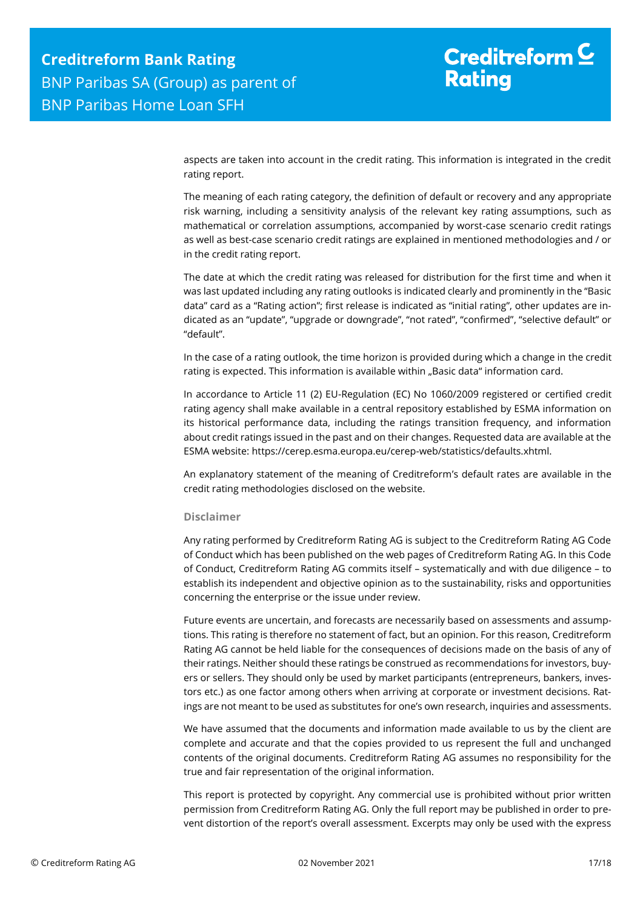aspects are taken into account in the credit rating. This information is integrated in the credit rating report.

The meaning of each rating category, the definition of default or recovery and any appropriate risk warning, including a sensitivity analysis of the relevant key rating assumptions, such as mathematical or correlation assumptions, accompanied by worst-case scenario credit ratings as well as best-case scenario credit ratings are explained in mentioned methodologies and / or in the credit rating report.

The date at which the credit rating was released for distribution for the first time and when it was last updated including any rating outlooks is indicated clearly and prominently in the "Basic data" card as a "Rating action"; first release is indicated as "initial rating", other updates are indicated as an "update", "upgrade or downgrade", "not rated", "confirmed", "selective default" or "default".

In the case of a rating outlook, the time horizon is provided during which a change in the credit rating is expected. This information is available within „Basic data" information card.

In accordance to Article 11 (2) EU-Regulation (EC) No 1060/2009 registered or certified credit rating agency shall make available in a central repository established by ESMA information on its historical performance data, including the ratings transition frequency, and information about credit ratings issued in the past and on their changes. Requested data are available at the ESMA website: https://cerep.esma.europa.eu/cerep-web/statistics/defaults.xhtml.

An explanatory statement of the meaning of Creditreform's default rates are available in the credit rating methodologies disclosed on the website.

### Disclaimer

Any rating performed by Creditreform Rating AG is subject to the Creditreform Rating AG Code of Conduct which has been published on the web pages of Creditreform Rating AG. In this Code of Conduct, Creditreform Rating AG commits itself – systematically and with due diligence – to establish its independent and objective opinion as to the sustainability, risks and opportunities concerning the enterprise or the issue under review.

Future events are uncertain, and forecasts are necessarily based on assessments and assumptions. This rating is therefore no statement of fact, but an opinion. For this reason, Creditreform Rating AG cannot be held liable for the consequences of decisions made on the basis of any of their ratings. Neither should these ratings be construed as recommendations for investors, buyers or sellers. They should only be used by market participants (entrepreneurs, bankers, investors etc.) as one factor among others when arriving at corporate or investment decisions. Ratings are not meant to be used as substitutes for one's own research, inquiries and assessments.

We have assumed that the documents and information made available to us by the client are complete and accurate and that the copies provided to us represent the full and unchanged contents of the original documents. Creditreform Rating AG assumes no responsibility for the true and fair representation of the original information.

This report is protected by copyright. Any commercial use is prohibited without prior written permission from Creditreform Rating AG. Only the full report may be published in order to prevent distortion of the report's overall assessment. Excerpts may only be used with the express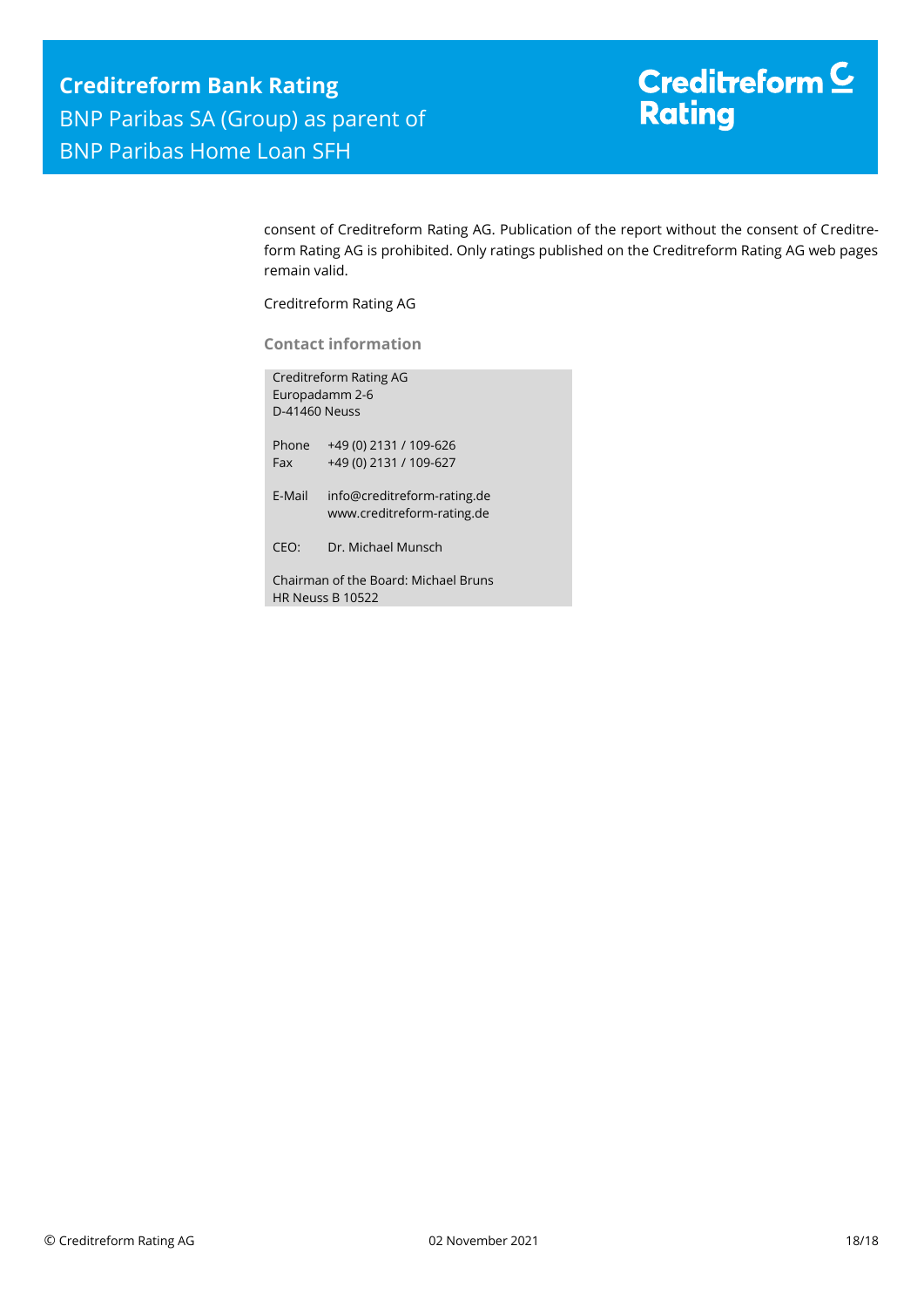consent of Creditreform Rating AG. Publication of the report without the consent of Creditreform Rating AG is prohibited. Only ratings published on the Creditreform Rating AG web pages remain valid.

Creditreform Rating AG

### Contact information

Creditreform Rating AG
Europadamm 2-6
D-41460 Neuss

Phone +49 (0) 2131 / 109-626
Fax +49 (0) 2131 / 109-627

E-Mail info@creditreform-rating.de
www.creditreform-rating.de

CEO: Dr. Michael Munsch

Chairman of the Board: Michael Bruns
HR Neuss B 10522